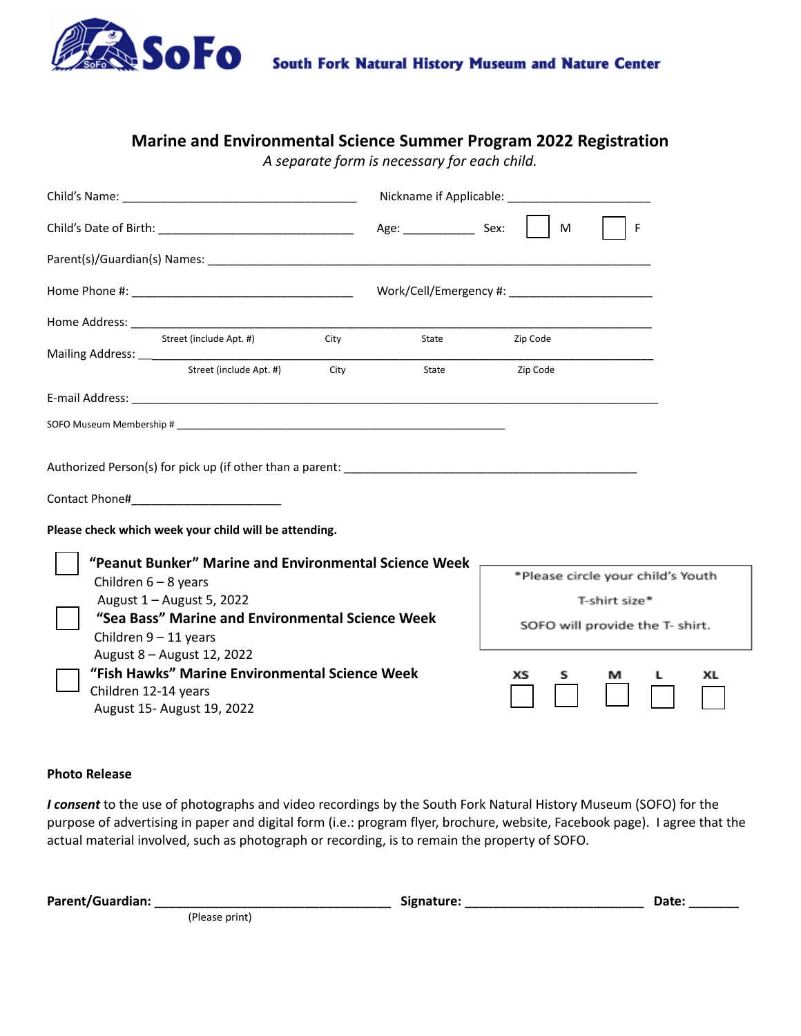**SoFo** South Fork Natural History Museum and Nature Center

# Marine and Environmental Science Summer Program 2022 Registration

*A separate form is necessary for each child.*

Child's Name: ___________________________________ Nickname if Applicable: _____________________

Child's Date of Birth: ______________________________ Age: ___________ Sex: ☐ M ☐ F

Parent(s)/Guardian(s) Names: _________________________________________________________________

Home Phone #: _________________________________ Work/Cell/Emergency #: _____________________

Home Address: ___________________________________________________________________________

Street (include Apt. #) City State Zip Code

Mailing Address: _________________________________________________________________________

Street (include Apt. #) City State Zip Code

E-mail Address: ___________________________________________________________________________

SOFO Museum Membership # ____________________________________________________________

Authorized Person(s) for pick up (if other than a parent: ____________________________________________

Contact Phone#______________________

**Please check which week your child will be attending.**

☐ **"Peanut Bunker" Marine and Environmental Science Week**
Children 6 – 8 years
August 1 – August 5, 2022

☐ **"Sea Bass" Marine and Environmental Science Week**
Children 9 – 11 years
August 8 – August 12, 2022

☐ **"Fish Hawks" Marine Environmental Science Week**
Children 12-14 years
August 15- August 19, 2022

*Please circle your child's Youth T-shirt size*
SOFO will provide the T- shirt.

XS ☐ S ☐ M ☐ L ☐ XL ☐

**Photo Release**

***I consent*** to the use of photographs and video recordings by the South Fork Natural History Museum (SOFO) for the purpose of advertising in paper and digital form (i.e.: program flyer, brochure, website, Facebook page). I agree that the actual material involved, such as photograph or recording, is to remain the property of SOFO.

**Parent/Guardian: _________________________________ Signature: _________________________ Date: _______**
(Please print)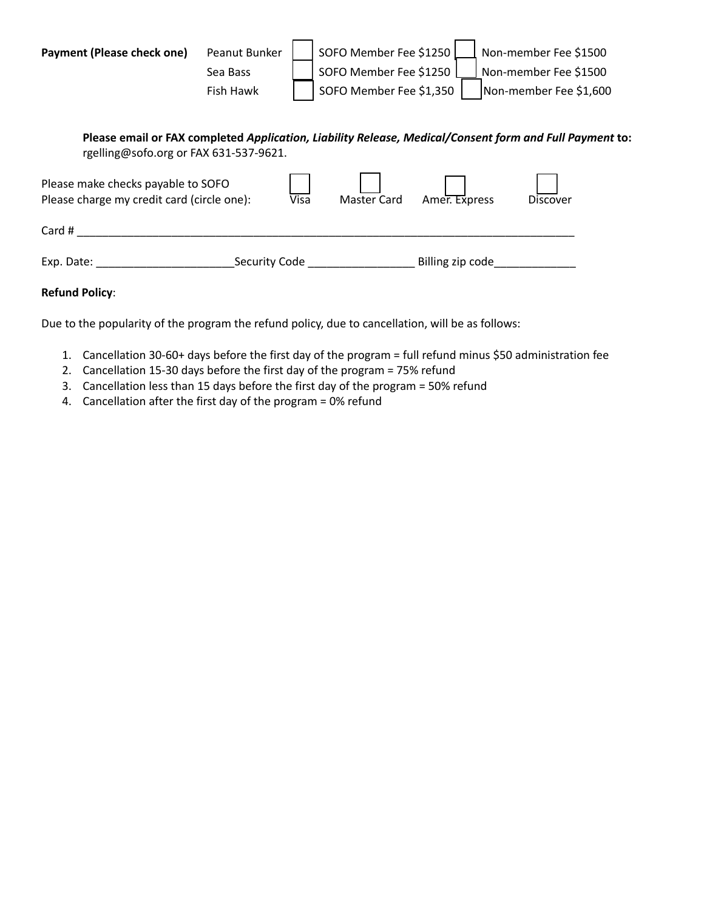**Payment (Please check one)**

| | | |
|---|---|---|
| Peanut Bunker | ☐ SOFO Member Fee $1250 | ☐ Non-member Fee $1500 |
| Sea Bass | ☐ SOFO Member Fee $1250 | ☐ Non-member Fee $1500 |
| Fish Hawk | ☐ SOFO Member Fee $1,350 | ☐ Non-member Fee $1,600 |

**Please email or FAX completed *Application, Liability Release, Medical/Consent form and Full Payment* to:** rgelling@sofo.org or FAX 631-537-9621.

Please make checks payable to SOFO

Please charge my credit card (circle one): ☐ Visa ☐ Master Card ☐ Amer. Express ☐ Discover

Card # ___________________________________________________________________________________

Exp. Date: ______________________Security Code _________________ Billing zip code_____________

**Refund Policy**:

Due to the popularity of the program the refund policy, due to cancellation, will be as follows:

1. Cancellation 30-60+ days before the first day of the program = full refund minus $50 administration fee
2. Cancellation 15-30 days before the first day of the program = 75% refund
3. Cancellation less than 15 days before the first day of the program = 50% refund
4. Cancellation after the first day of the program = 0% refund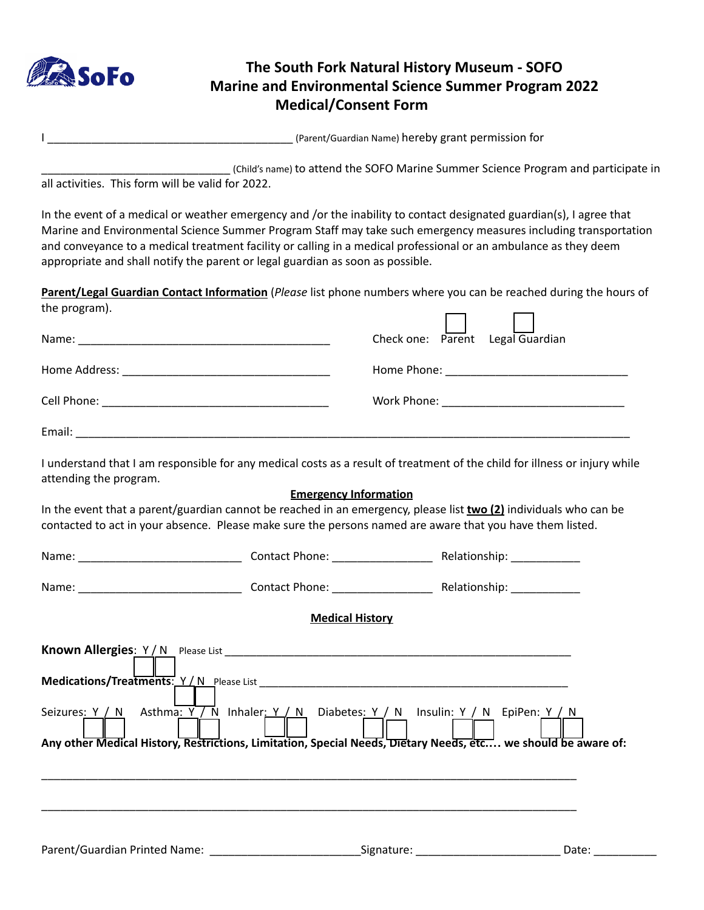# The South Fork Natural History Museum - SOFO
## Marine and Environmental Science Summer Program 2022
## Medical/Consent Form

I ________________________________________ (Parent/Guardian Name) hereby grant permission for

______________________________ (Child's name) to attend the SOFO Marine Summer Science Program and participate in all activities. This form will be valid for 2022.

In the event of a medical or weather emergency and /or the inability to contact designated guardian(s), I agree that Marine and Environmental Science Summer Program Staff may take such emergency measures including transportation and conveyance to a medical treatment facility or calling in a medical professional or an ambulance as they deem appropriate and shall notify the parent or legal guardian as soon as possible.

**Parent/Legal Guardian Contact Information** (*Please* list phone numbers where you can be reached during the hours of the program).

Name: _________________________________________ Check one: ☐ Parent ☐ Legal Guardian

Home Address: __________________________________ Home Phone: ______________________________

Cell Phone: _____________________________________ Work Phone: ______________________________

Email: __________________________________________________________________________________________

I understand that I am responsible for any medical costs as a result of treatment of the child for illness or injury while attending the program.

**Emergency Information**

In the event that a parent/guardian cannot be reached in an emergency, please list **two (2)** individuals who can be contacted to act in your absence. Please make sure the persons named are aware that you have them listed.

Name: ___________________________ Contact Phone: ________________ Relationship: ___________

Name: ___________________________ Contact Phone: ________________ Relationship: ___________

**Medical History**

**Known Allergies**: Y / N Please List __________________________________________________________

**Medications/Treatments**: Y / N Please List ___________________________________________________

Seizures: Y / N Asthma: Y / N Inhaler: Y / N Diabetes: Y / N Insulin: Y / N EpiPen: Y / N

**Any other Medical History, Restrictions, Limitation, Special Needs, Dietary Needs, etc…. we should be aware of:**

_________________________________________________________________________________________

_________________________________________________________________________________________

Parent/Guardian Printed Name: ________________________ Signature: _______________________ Date: __________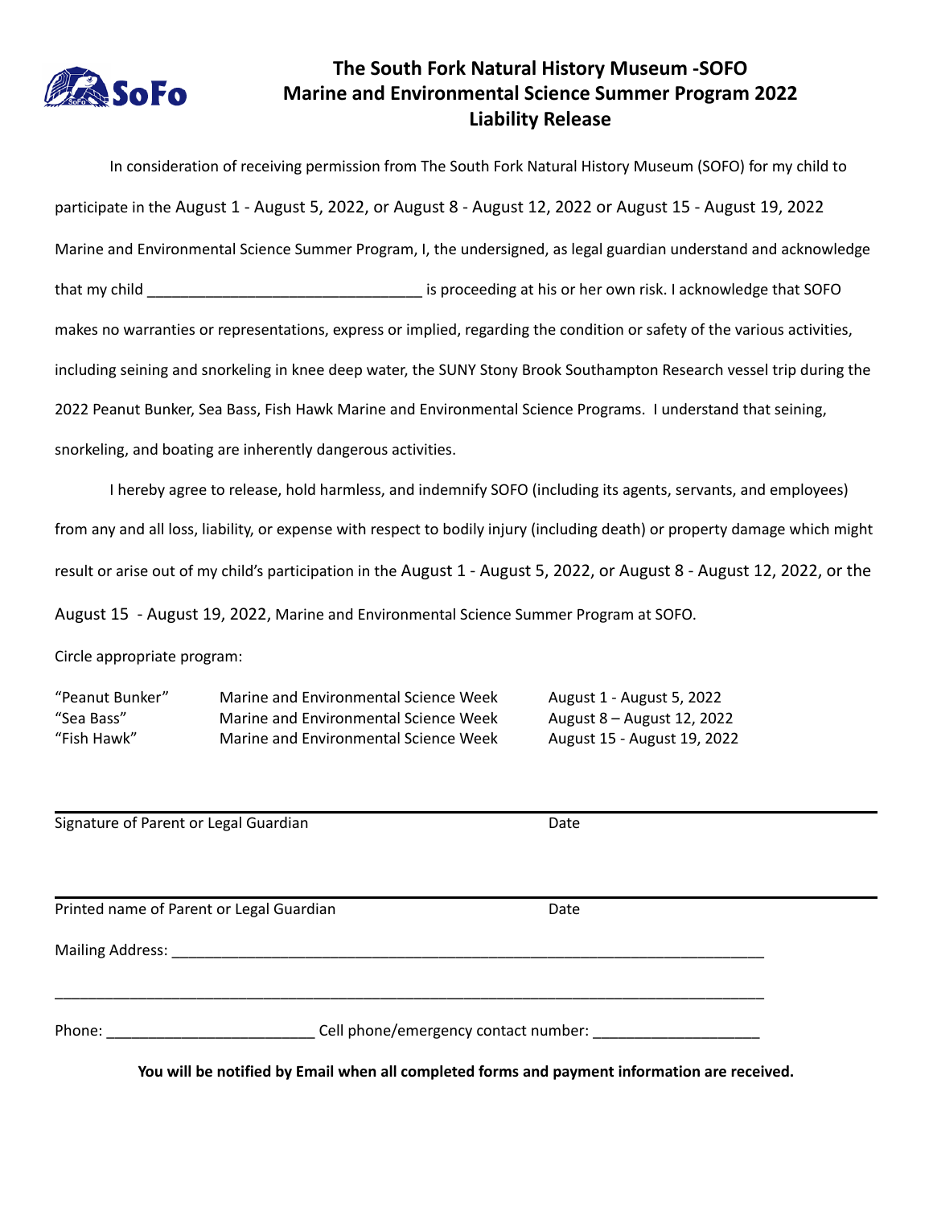# The South Fork Natural History Museum -SOFO
# Marine and Environmental Science Summer Program 2022
# Liability Release

In consideration of receiving permission from The South Fork Natural History Museum (SOFO) for my child to participate in the August 1 - August 5, 2022, or August 8 - August 12, 2022 or August 15 - August 19, 2022 Marine and Environmental Science Summer Program, I, the undersigned, as legal guardian understand and acknowledge that my child ________________________________ is proceeding at his or her own risk. I acknowledge that SOFO makes no warranties or representations, express or implied, regarding the condition or safety of the various activities, including seining and snorkeling in knee deep water, the SUNY Stony Brook Southampton Research vessel trip during the 2022 Peanut Bunker, Sea Bass, Fish Hawk Marine and Environmental Science Programs. I understand that seining, snorkeling, and boating are inherently dangerous activities.

I hereby agree to release, hold harmless, and indemnify SOFO (including its agents, servants, and employees) from any and all loss, liability, or expense with respect to bodily injury (including death) or property damage which might result or arise out of my child's participation in the August 1 - August 5, 2022, or August 8 - August 12, 2022, or the August 15 - August 19, 2022, Marine and Environmental Science Summer Program at SOFO.

Circle appropriate program:

| | | |
|---|---|---|
| "Peanut Bunker" | Marine and Environmental Science Week | August 1 - August 5, 2022 |
| "Sea Bass" | Marine and Environmental Science Week | August 8 – August 12, 2022 |
| "Fish Hawk" | Marine and Environmental Science Week | August 15 - August 19, 2022 |

______________________________________________________________________________

Signature of Parent or Legal Guardian　　　　　　　　　　Date

______________________________________________________________________________

Printed name of Parent or Legal Guardian　　　　　　　　Date

Mailing Address: ________________________________________________________________________

______________________________________________________________________________

Phone: _________________________ Cell phone/emergency contact number: ____________________

**You will be notified by Email when all completed forms and payment information are received.**